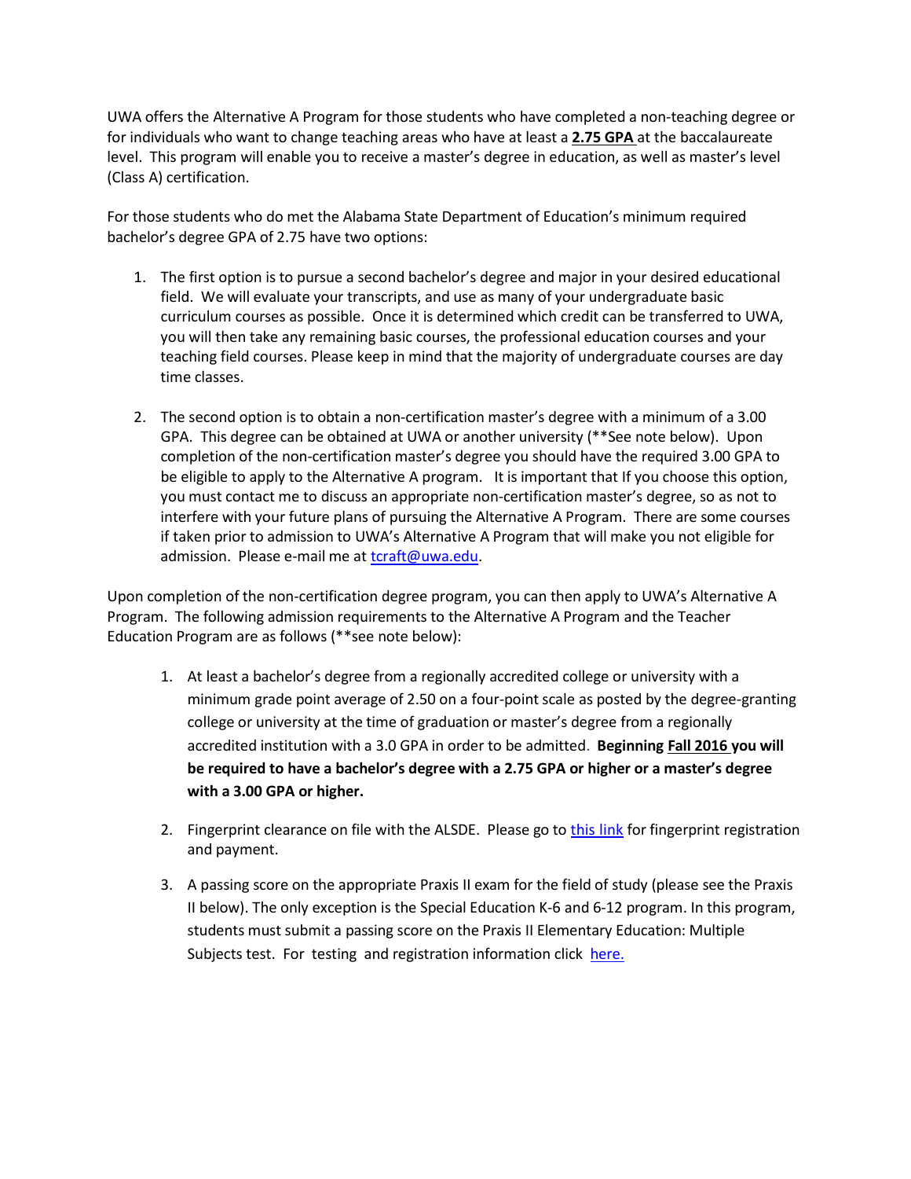UWA offers the Alternative A Program for those students who have completed a non-teaching degree or for individuals who want to change teaching areas who have at least a **2.75 GPA** at the baccalaureate level. This program will enable you to receive a master's degree in education, as well as master's level (Class A) certification.

For those students who do met the Alabama State Department of Education's minimum required bachelor's degree GPA of 2.75 have two options:

1. The first option is to pursue a second bachelor's degree and major in your desired educational field. We will evaluate your transcripts, and use as many of your undergraduate basic curriculum courses as possible. Once it is determined which credit can be transferred to UWA, you will then take any remaining basic courses, the professional education courses and your teaching field courses. Please keep in mind that the majority of undergraduate courses are day time classes.

2. The second option is to obtain a non-certification master's degree with a minimum of a 3.00 GPA. This degree can be obtained at UWA or another university (**See note below). Upon completion of the non-certification master's degree you should have the required 3.00 GPA to be eligible to apply to the Alternative A program. It is important that If you choose this option, you must contact me to discuss an appropriate non-certification master's degree, so as not to interfere with your future plans of pursuing the Alternative A Program. There are some courses if taken prior to admission to UWA's Alternative A Program that will make you not eligible for admission. Please e-mail me at tcraft@uwa.edu.

Upon completion of the non-certification degree program, you can then apply to UWA's Alternative A Program. The following admission requirements to the Alternative A Program and the Teacher Education Program are as follows (**see note below):

1. At least a bachelor's degree from a regionally accredited college or university with a minimum grade point average of 2.50 on a four-point scale as posted by the degree-granting college or university at the time of graduation or master's degree from a regionally accredited institution with a 3.0 GPA in order to be admitted. **Beginning Fall 2016 you will be required to have a bachelor's degree with a 2.75 GPA or higher or a master's degree with a 3.00 GPA or higher.**

2. Fingerprint clearance on file with the ALSDE. Please go to this link for fingerprint registration and payment.

3. A passing score on the appropriate Praxis II exam for the field of study (please see the Praxis II below). The only exception is the Special Education K-6 and 6-12 program. In this program, students must submit a passing score on the Praxis II Elementary Education: Multiple Subjects test. For testing and registration information click here.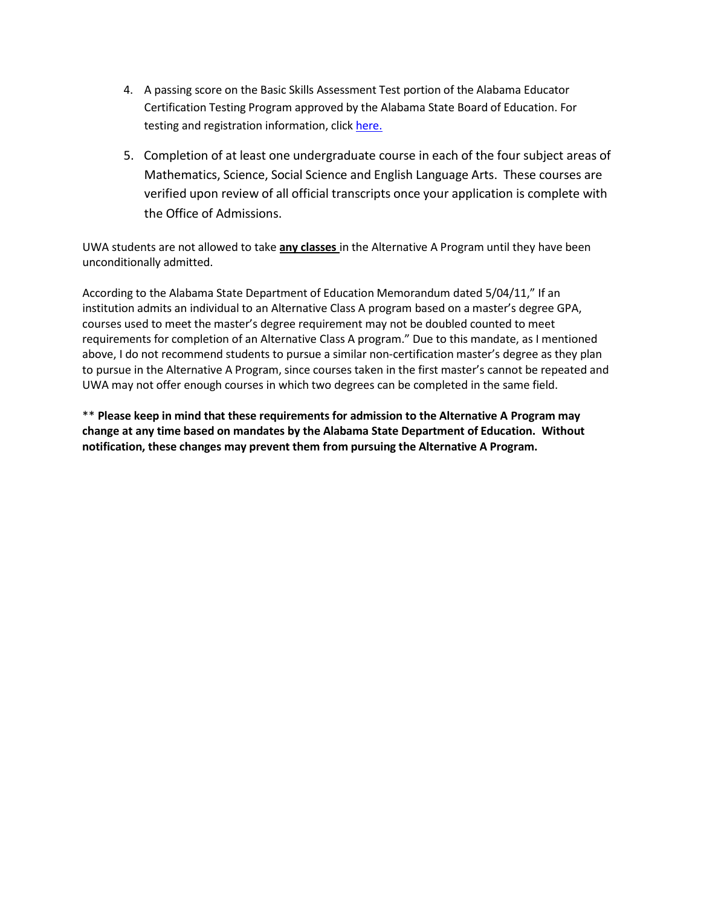4. A passing score on the Basic Skills Assessment Test portion of the Alabama Educator Certification Testing Program approved by the Alabama State Board of Education. For testing and registration information, click here.

5. Completion of at least one undergraduate course in each of the four subject areas of Mathematics, Science, Social Science and English Language Arts. These courses are verified upon review of all official transcripts once your application is complete with the Office of Admissions.

UWA students are not allowed to take **any classes** in the Alternative A Program until they have been unconditionally admitted.

According to the Alabama State Department of Education Memorandum dated 5/04/11," If an institution admits an individual to an Alternative Class A program based on a master's degree GPA, courses used to meet the master's degree requirement may not be doubled counted to meet requirements for completion of an Alternative Class A program." Due to this mandate, as I mentioned above, I do not recommend students to pursue a similar non-certification master's degree as they plan to pursue in the Alternative A Program, since courses taken in the first master's cannot be repeated and UWA may not offer enough courses in which two degrees can be completed in the same field.

** **Please keep in mind that these requirements for admission to the Alternative A Program may change at any time based on mandates by the Alabama State Department of Education. Without notification, these changes may prevent them from pursuing the Alternative A Program.**